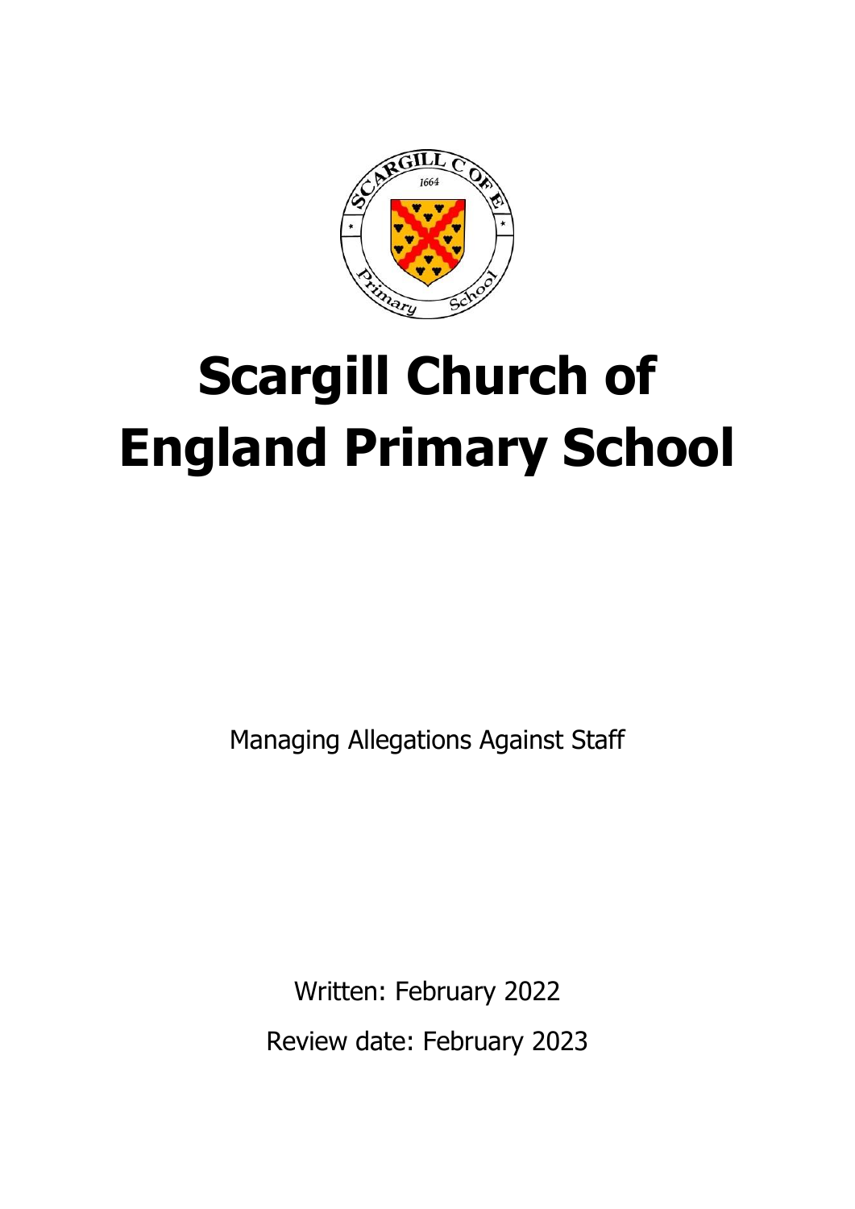# Scargill Church of England Primary School

Managing Allegations Against Staff

Written: February 2022

Review date: February 2023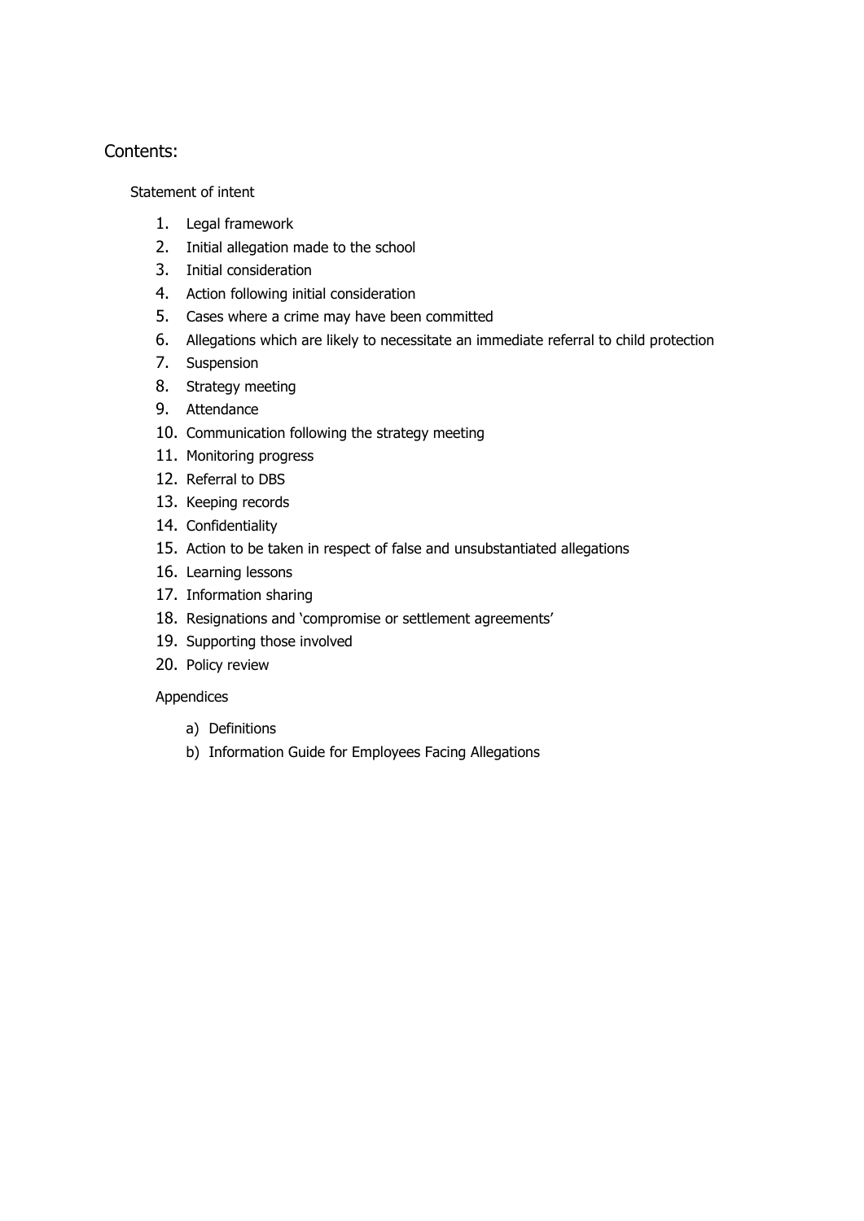## Contents:

Statement of intent

1. Legal framework
2. Initial allegation made to the school
3. Initial consideration
4. Action following initial consideration
5. Cases where a crime may have been committed
6. Allegations which are likely to necessitate an immediate referral to child protection
7. Suspension
8. Strategy meeting
9. Attendance
10. Communication following the strategy meeting
11. Monitoring progress
12. Referral to DBS
13. Keeping records
14. Confidentiality
15. Action to be taken in respect of false and unsubstantiated allegations
16. Learning lessons
17. Information sharing
18. Resignations and 'compromise or settlement agreements'
19. Supporting those involved
20. Policy review

Appendices

a) Definitions
b) Information Guide for Employees Facing Allegations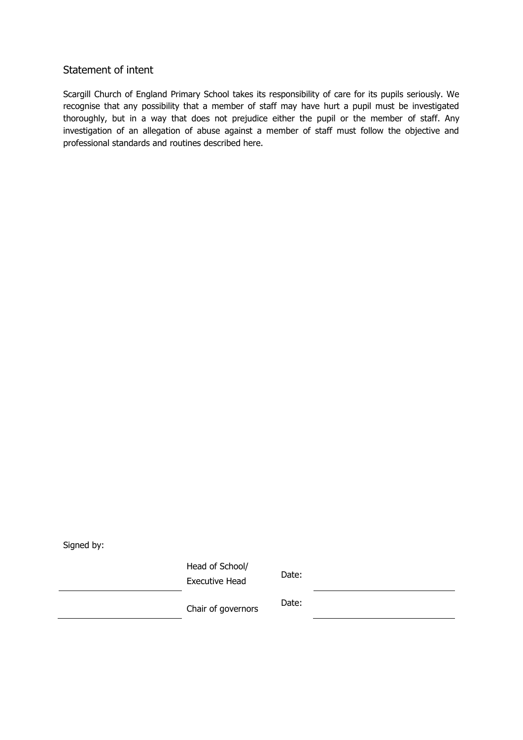## Statement of intent

Scargill Church of England Primary School takes its responsibility of care for its pupils seriously. We recognise that any possibility that a member of staff may have hurt a pupil must be investigated thoroughly, but in a way that does not prejudice either the pupil or the member of staff. Any investigation of an allegation of abuse against a member of staff must follow the objective and professional standards and routines described here.

Signed by:

| | | | |
|---|---|---|---|
| ______________________ | Head of School/ Executive Head | Date: | ______________________ |
| ______________________ | Chair of governors | Date: | ______________________ |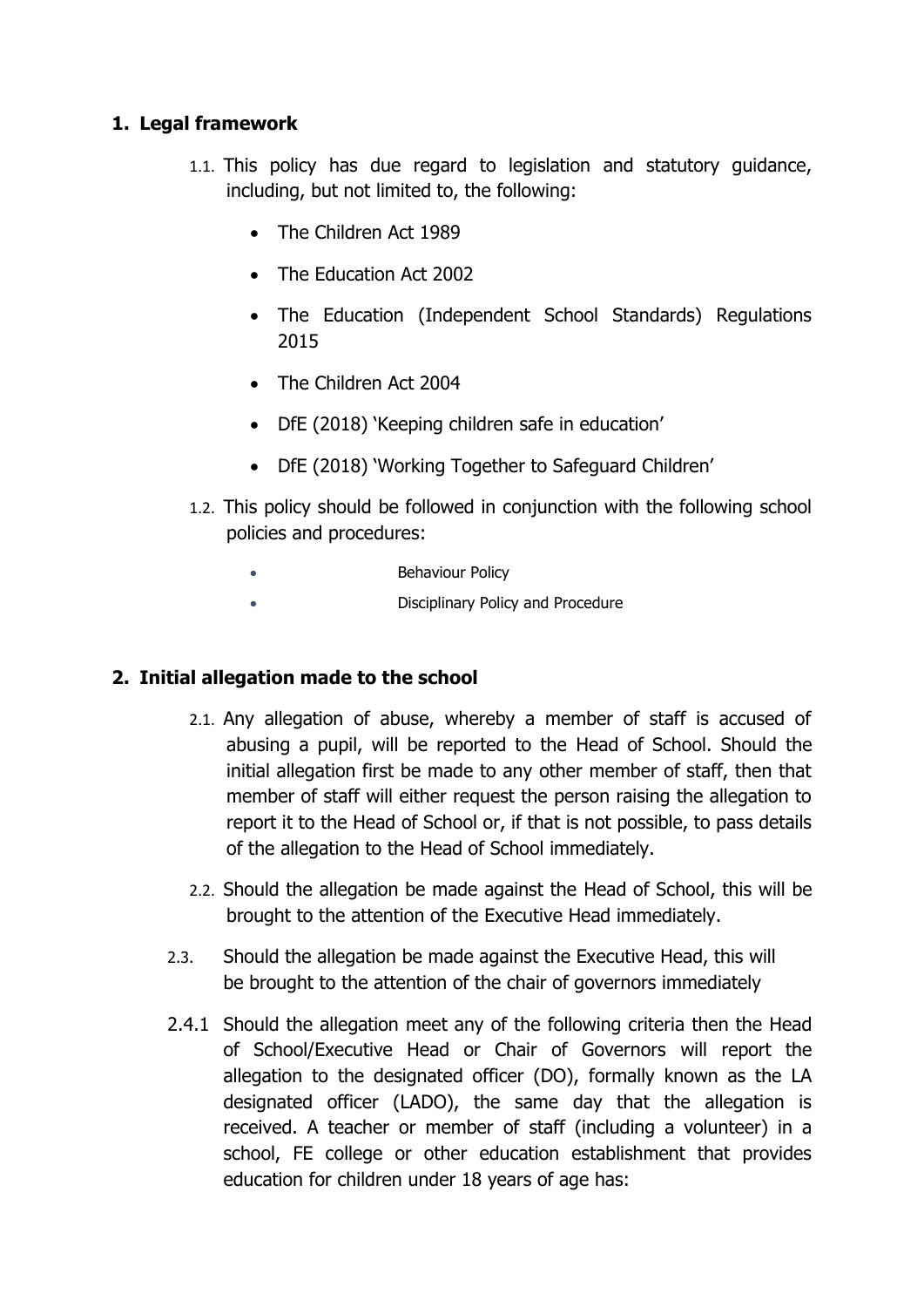## 1. Legal framework

1.1. This policy has due regard to legislation and statutory guidance, including, but not limited to, the following:

- The Children Act 1989
- The Education Act 2002
- The Education (Independent School Standards) Regulations 2015
- The Children Act 2004
- DfE (2018) 'Keeping children safe in education'
- DfE (2018) 'Working Together to Safeguard Children'

1.2. This policy should be followed in conjunction with the following school policies and procedures:

- Behaviour Policy
- Disciplinary Policy and Procedure

## 2. Initial allegation made to the school

2.1. Any allegation of abuse, whereby a member of staff is accused of abusing a pupil, will be reported to the Head of School. Should the initial allegation first be made to any other member of staff, then that member of staff will either request the person raising the allegation to report it to the Head of School or, if that is not possible, to pass details of the allegation to the Head of School immediately.

2.2. Should the allegation be made against the Head of School, this will be brought to the attention of the Executive Head immediately.

2.3. Should the allegation be made against the Executive Head, this will be brought to the attention of the chair of governors immediately

2.4.1 Should the allegation meet any of the following criteria then the Head of School/Executive Head or Chair of Governors will report the allegation to the designated officer (DO), formally known as the LA designated officer (LADO), the same day that the allegation is received. A teacher or member of staff (including a volunteer) in a school, FE college or other education establishment that provides education for children under 18 years of age has: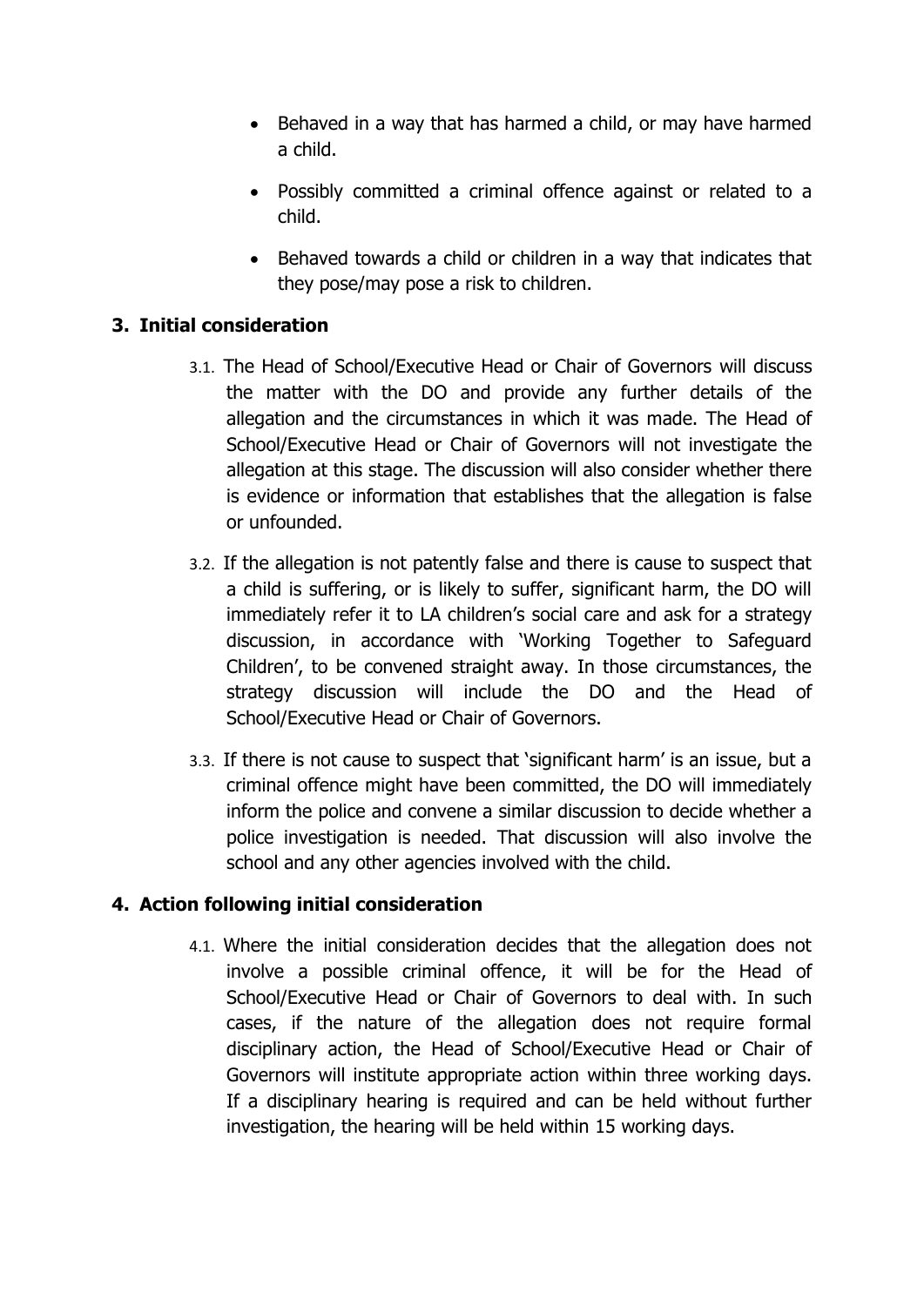- Behaved in a way that has harmed a child, or may have harmed a child.
- Possibly committed a criminal offence against or related to a child.
- Behaved towards a child or children in a way that indicates that they pose/may pose a risk to children.

## 3. Initial consideration

3.1. The Head of School/Executive Head or Chair of Governors will discuss the matter with the DO and provide any further details of the allegation and the circumstances in which it was made. The Head of School/Executive Head or Chair of Governors will not investigate the allegation at this stage. The discussion will also consider whether there is evidence or information that establishes that the allegation is false or unfounded.

3.2. If the allegation is not patently false and there is cause to suspect that a child is suffering, or is likely to suffer, significant harm, the DO will immediately refer it to LA children's social care and ask for a strategy discussion, in accordance with 'Working Together to Safeguard Children', to be convened straight away. In those circumstances, the strategy discussion will include the DO and the Head of School/Executive Head or Chair of Governors.

3.3. If there is not cause to suspect that 'significant harm' is an issue, but a criminal offence might have been committed, the DO will immediately inform the police and convene a similar discussion to decide whether a police investigation is needed. That discussion will also involve the school and any other agencies involved with the child.

## 4. Action following initial consideration

4.1. Where the initial consideration decides that the allegation does not involve a possible criminal offence, it will be for the Head of School/Executive Head or Chair of Governors to deal with. In such cases, if the nature of the allegation does not require formal disciplinary action, the Head of School/Executive Head or Chair of Governors will institute appropriate action within three working days. If a disciplinary hearing is required and can be held without further investigation, the hearing will be held within 15 working days.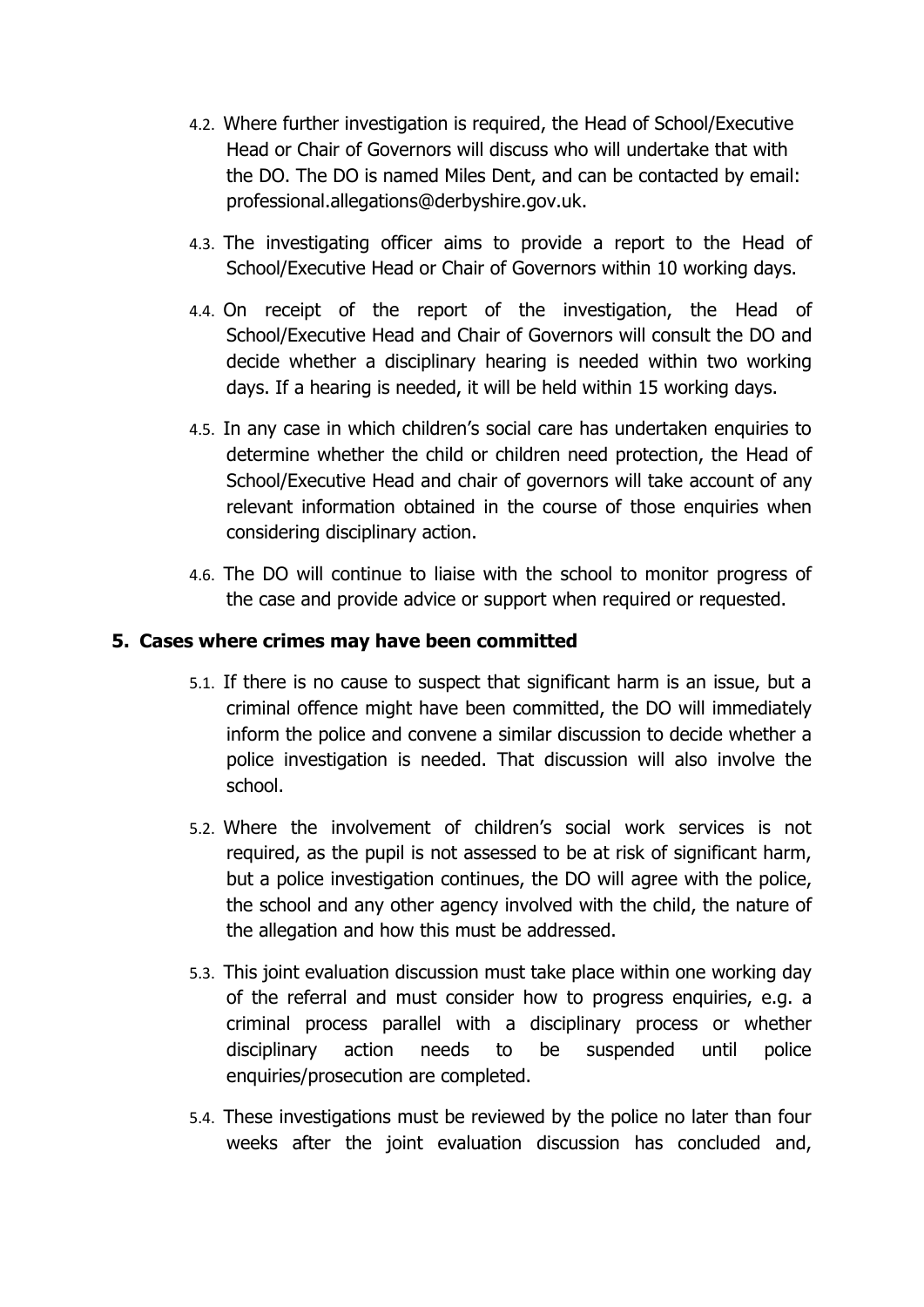4.2. Where further investigation is required, the Head of School/Executive Head or Chair of Governors will discuss who will undertake that with the DO. The DO is named Miles Dent, and can be contacted by email: professional.allegations@derbyshire.gov.uk.

4.3. The investigating officer aims to provide a report to the Head of School/Executive Head or Chair of Governors within 10 working days.

4.4. On receipt of the report of the investigation, the Head of School/Executive Head and Chair of Governors will consult the DO and decide whether a disciplinary hearing is needed within two working days. If a hearing is needed, it will be held within 15 working days.

4.5. In any case in which children's social care has undertaken enquiries to determine whether the child or children need protection, the Head of School/Executive Head and chair of governors will take account of any relevant information obtained in the course of those enquiries when considering disciplinary action.

4.6. The DO will continue to liaise with the school to monitor progress of the case and provide advice or support when required or requested.

## 5. Cases where crimes may have been committed

5.1. If there is no cause to suspect that significant harm is an issue, but a criminal offence might have been committed, the DO will immediately inform the police and convene a similar discussion to decide whether a police investigation is needed. That discussion will also involve the school.

5.2. Where the involvement of children's social work services is not required, as the pupil is not assessed to be at risk of significant harm, but a police investigation continues, the DO will agree with the police, the school and any other agency involved with the child, the nature of the allegation and how this must be addressed.

5.3. This joint evaluation discussion must take place within one working day of the referral and must consider how to progress enquiries, e.g. a criminal process parallel with a disciplinary process or whether disciplinary action needs to be suspended until police enquiries/prosecution are completed.

5.4. These investigations must be reviewed by the police no later than four weeks after the joint evaluation discussion has concluded and,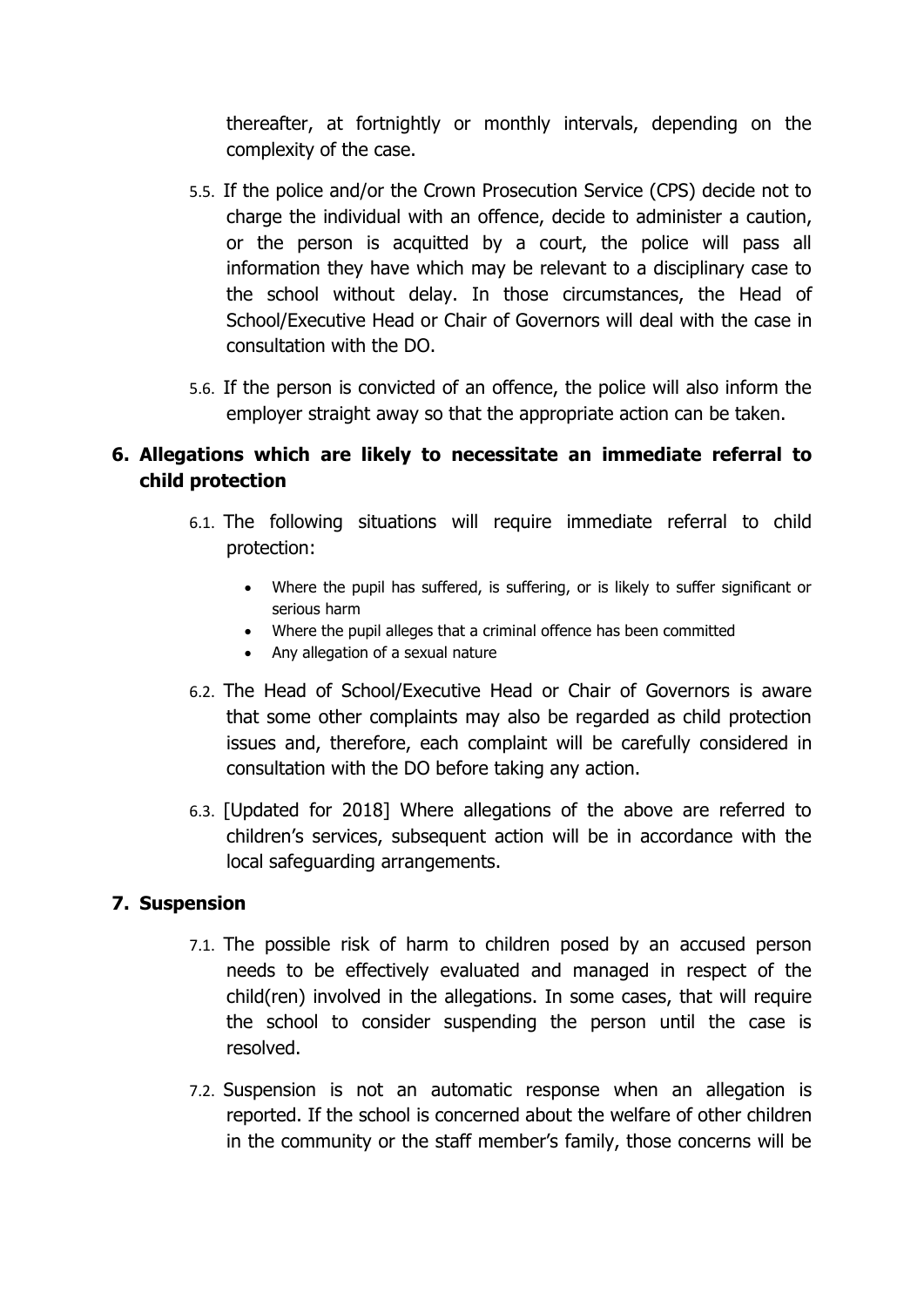thereafter, at fortnightly or monthly intervals, depending on the complexity of the case.

5.5. If the police and/or the Crown Prosecution Service (CPS) decide not to charge the individual with an offence, decide to administer a caution, or the person is acquitted by a court, the police will pass all information they have which may be relevant to a disciplinary case to the school without delay. In those circumstances, the Head of School/Executive Head or Chair of Governors will deal with the case in consultation with the DO.

5.6. If the person is convicted of an offence, the police will also inform the employer straight away so that the appropriate action can be taken.

## 6. Allegations which are likely to necessitate an immediate referral to child protection

6.1. The following situations will require immediate referral to child protection:

- Where the pupil has suffered, is suffering, or is likely to suffer significant or serious harm
- Where the pupil alleges that a criminal offence has been committed
- Any allegation of a sexual nature

6.2. The Head of School/Executive Head or Chair of Governors is aware that some other complaints may also be regarded as child protection issues and, therefore, each complaint will be carefully considered in consultation with the DO before taking any action.

6.3. [Updated for 2018] Where allegations of the above are referred to children's services, subsequent action will be in accordance with the local safeguarding arrangements.

## 7. Suspension

7.1. The possible risk of harm to children posed by an accused person needs to be effectively evaluated and managed in respect of the child(ren) involved in the allegations. In some cases, that will require the school to consider suspending the person until the case is resolved.

7.2. Suspension is not an automatic response when an allegation is reported. If the school is concerned about the welfare of other children in the community or the staff member's family, those concerns will be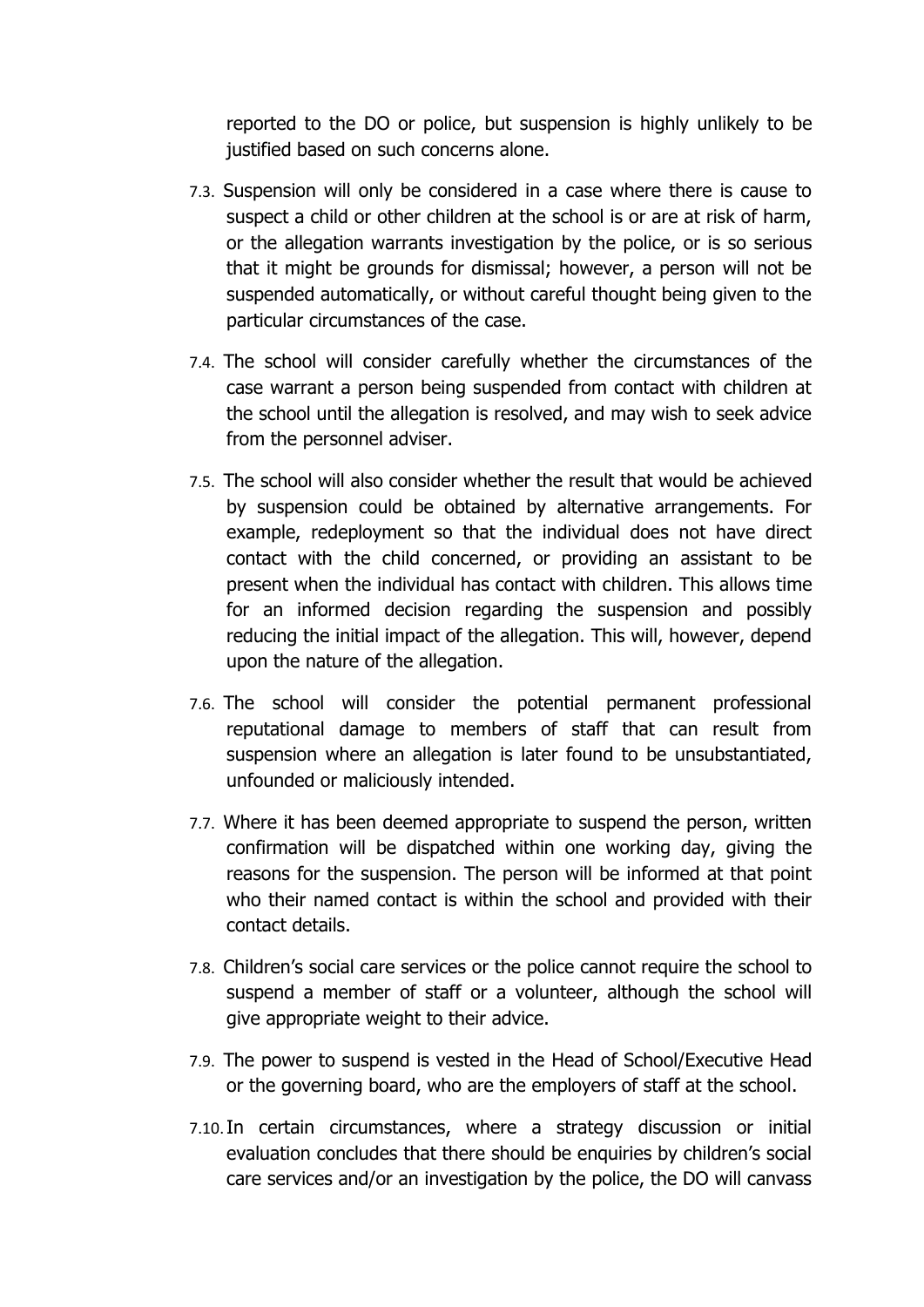reported to the DO or police, but suspension is highly unlikely to be justified based on such concerns alone.

7.3. Suspension will only be considered in a case where there is cause to suspect a child or other children at the school is or are at risk of harm, or the allegation warrants investigation by the police, or is so serious that it might be grounds for dismissal; however, a person will not be suspended automatically, or without careful thought being given to the particular circumstances of the case.

7.4. The school will consider carefully whether the circumstances of the case warrant a person being suspended from contact with children at the school until the allegation is resolved, and may wish to seek advice from the personnel adviser.

7.5. The school will also consider whether the result that would be achieved by suspension could be obtained by alternative arrangements. For example, redeployment so that the individual does not have direct contact with the child concerned, or providing an assistant to be present when the individual has contact with children. This allows time for an informed decision regarding the suspension and possibly reducing the initial impact of the allegation. This will, however, depend upon the nature of the allegation.

7.6. The school will consider the potential permanent professional reputational damage to members of staff that can result from suspension where an allegation is later found to be unsubstantiated, unfounded or maliciously intended.

7.7. Where it has been deemed appropriate to suspend the person, written confirmation will be dispatched within one working day, giving the reasons for the suspension. The person will be informed at that point who their named contact is within the school and provided with their contact details.

7.8. Children's social care services or the police cannot require the school to suspend a member of staff or a volunteer, although the school will give appropriate weight to their advice.

7.9. The power to suspend is vested in the Head of School/Executive Head or the governing board, who are the employers of staff at the school.

7.10. In certain circumstances, where a strategy discussion or initial evaluation concludes that there should be enquiries by children's social care services and/or an investigation by the police, the DO will canvass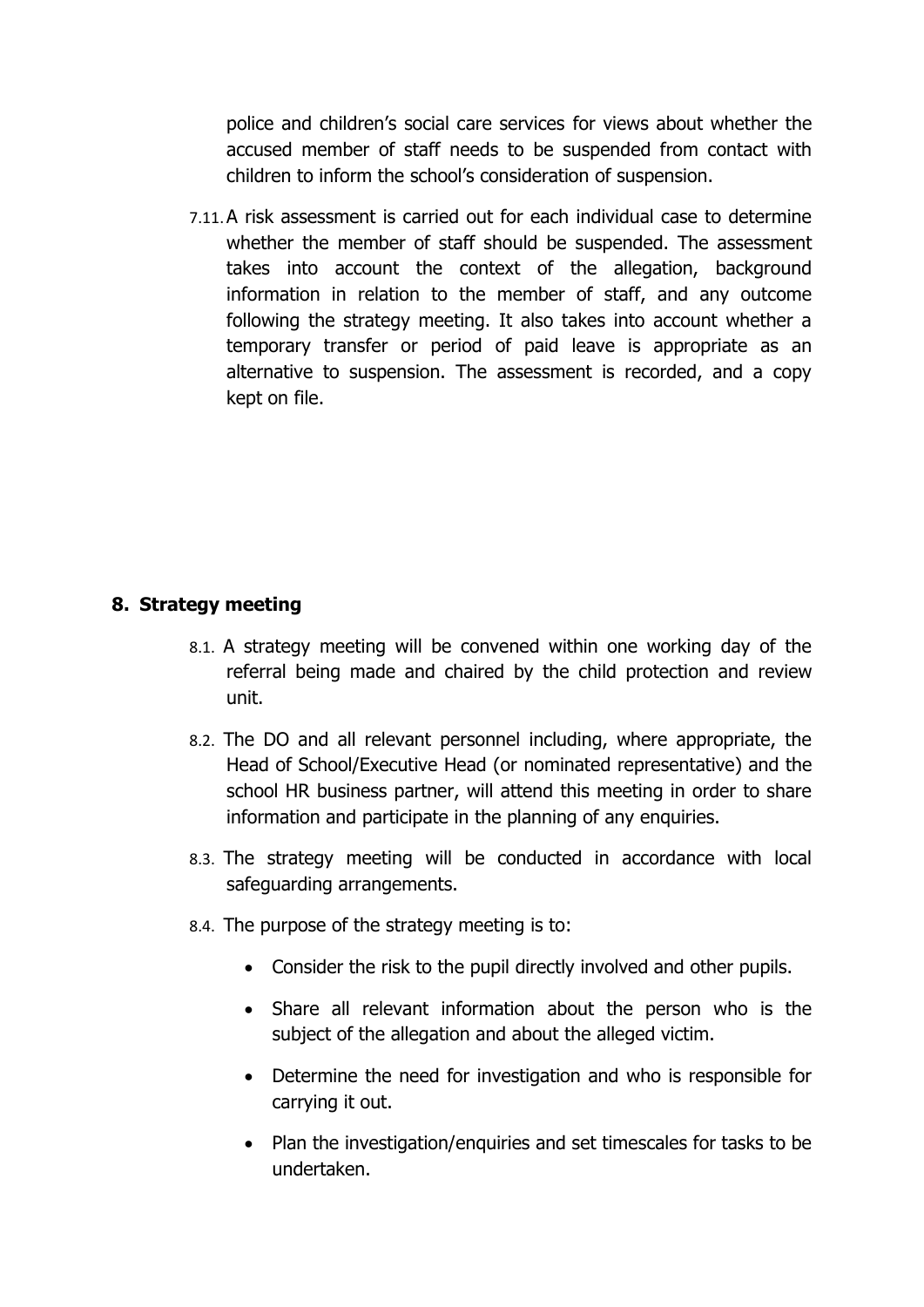police and children's social care services for views about whether the accused member of staff needs to be suspended from contact with children to inform the school's consideration of suspension.

7.11. A risk assessment is carried out for each individual case to determine whether the member of staff should be suspended. The assessment takes into account the context of the allegation, background information in relation to the member of staff, and any outcome following the strategy meeting. It also takes into account whether a temporary transfer or period of paid leave is appropriate as an alternative to suspension. The assessment is recorded, and a copy kept on file.

## 8. Strategy meeting

8.1. A strategy meeting will be convened within one working day of the referral being made and chaired by the child protection and review unit.

8.2. The DO and all relevant personnel including, where appropriate, the Head of School/Executive Head (or nominated representative) and the school HR business partner, will attend this meeting in order to share information and participate in the planning of any enquiries.

8.3. The strategy meeting will be conducted in accordance with local safeguarding arrangements.

8.4. The purpose of the strategy meeting is to:

- Consider the risk to the pupil directly involved and other pupils.
- Share all relevant information about the person who is the subject of the allegation and about the alleged victim.
- Determine the need for investigation and who is responsible for carrying it out.
- Plan the investigation/enquiries and set timescales for tasks to be undertaken.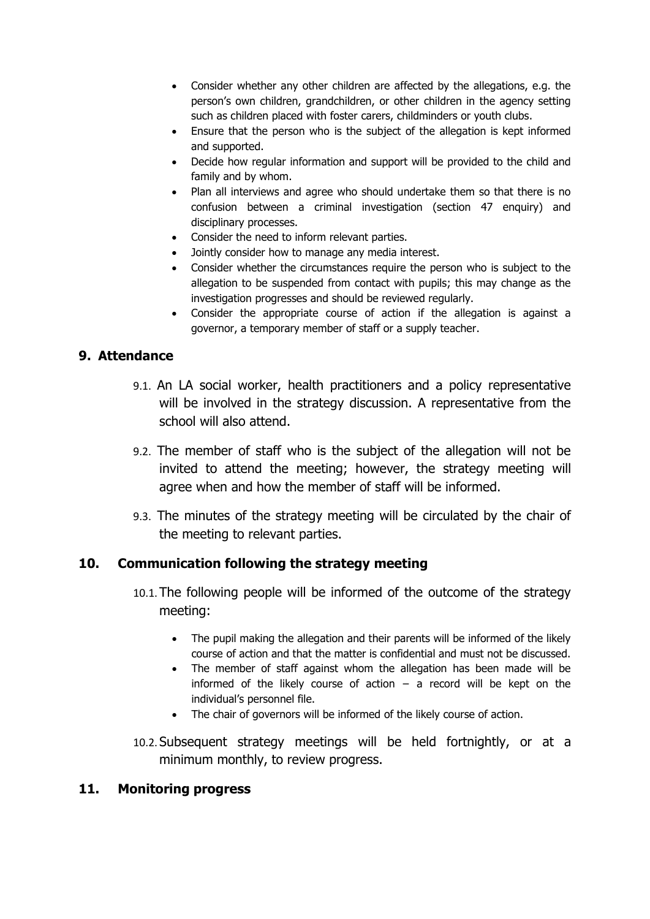- Consider whether any other children are affected by the allegations, e.g. the person's own children, grandchildren, or other children in the agency setting such as children placed with foster carers, childminders or youth clubs.
- Ensure that the person who is the subject of the allegation is kept informed and supported.
- Decide how regular information and support will be provided to the child and family and by whom.
- Plan all interviews and agree who should undertake them so that there is no confusion between a criminal investigation (section 47 enquiry) and disciplinary processes.
- Consider the need to inform relevant parties.
- Jointly consider how to manage any media interest.
- Consider whether the circumstances require the person who is subject to the allegation to be suspended from contact with pupils; this may change as the investigation progresses and should be reviewed regularly.
- Consider the appropriate course of action if the allegation is against a governor, a temporary member of staff or a supply teacher.

## 9. Attendance

9.1. An LA social worker, health practitioners and a policy representative will be involved in the strategy discussion. A representative from the school will also attend.

9.2. The member of staff who is the subject of the allegation will not be invited to attend the meeting; however, the strategy meeting will agree when and how the member of staff will be informed.

9.3. The minutes of the strategy meeting will be circulated by the chair of the meeting to relevant parties.

## 10. Communication following the strategy meeting

10.1. The following people will be informed of the outcome of the strategy meeting:

- The pupil making the allegation and their parents will be informed of the likely course of action and that the matter is confidential and must not be discussed.
- The member of staff against whom the allegation has been made will be informed of the likely course of action – a record will be kept on the individual's personnel file.
- The chair of governors will be informed of the likely course of action.

10.2. Subsequent strategy meetings will be held fortnightly, or at a minimum monthly, to review progress.

## 11. Monitoring progress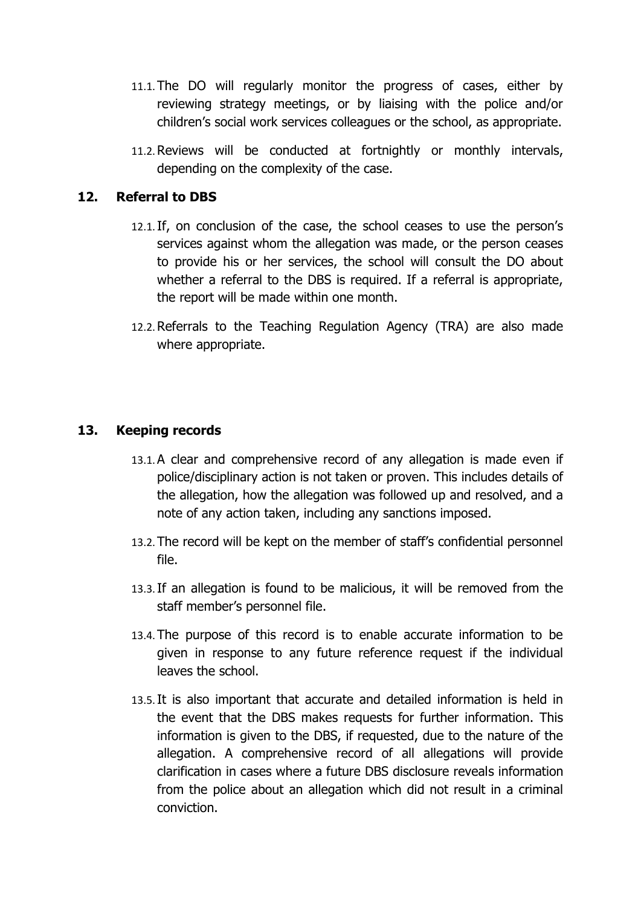11.1. The DO will regularly monitor the progress of cases, either by reviewing strategy meetings, or by liaising with the police and/or children's social work services colleagues or the school, as appropriate.

11.2. Reviews will be conducted at fortnightly or monthly intervals, depending on the complexity of the case.

## 12. Referral to DBS

12.1. If, on conclusion of the case, the school ceases to use the person's services against whom the allegation was made, or the person ceases to provide his or her services, the school will consult the DO about whether a referral to the DBS is required. If a referral is appropriate, the report will be made within one month.

12.2. Referrals to the Teaching Regulation Agency (TRA) are also made where appropriate.

## 13. Keeping records

13.1. A clear and comprehensive record of any allegation is made even if police/disciplinary action is not taken or proven. This includes details of the allegation, how the allegation was followed up and resolved, and a note of any action taken, including any sanctions imposed.

13.2. The record will be kept on the member of staff's confidential personnel file.

13.3. If an allegation is found to be malicious, it will be removed from the staff member's personnel file.

13.4. The purpose of this record is to enable accurate information to be given in response to any future reference request if the individual leaves the school.

13.5. It is also important that accurate and detailed information is held in the event that the DBS makes requests for further information. This information is given to the DBS, if requested, due to the nature of the allegation. A comprehensive record of all allegations will provide clarification in cases where a future DBS disclosure reveals information from the police about an allegation which did not result in a criminal conviction.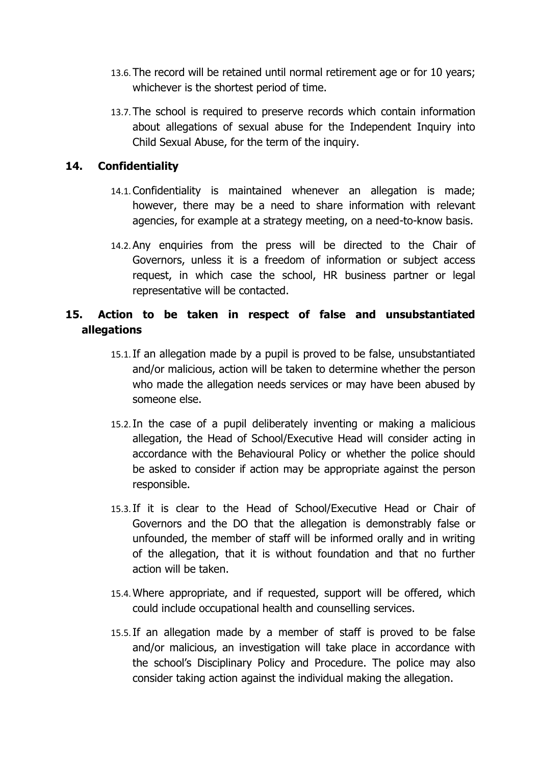13.6. The record will be retained until normal retirement age or for 10 years; whichever is the shortest period of time.

13.7. The school is required to preserve records which contain information about allegations of sexual abuse for the Independent Inquiry into Child Sexual Abuse, for the term of the inquiry.

## 14. Confidentiality

14.1. Confidentiality is maintained whenever an allegation is made; however, there may be a need to share information with relevant agencies, for example at a strategy meeting, on a need-to-know basis.

14.2. Any enquiries from the press will be directed to the Chair of Governors, unless it is a freedom of information or subject access request, in which case the school, HR business partner or legal representative will be contacted.

## 15. Action to be taken in respect of false and unsubstantiated allegations

15.1. If an allegation made by a pupil is proved to be false, unsubstantiated and/or malicious, action will be taken to determine whether the person who made the allegation needs services or may have been abused by someone else.

15.2. In the case of a pupil deliberately inventing or making a malicious allegation, the Head of School/Executive Head will consider acting in accordance with the Behavioural Policy or whether the police should be asked to consider if action may be appropriate against the person responsible.

15.3. If it is clear to the Head of School/Executive Head or Chair of Governors and the DO that the allegation is demonstrably false or unfounded, the member of staff will be informed orally and in writing of the allegation, that it is without foundation and that no further action will be taken.

15.4. Where appropriate, and if requested, support will be offered, which could include occupational health and counselling services.

15.5. If an allegation made by a member of staff is proved to be false and/or malicious, an investigation will take place in accordance with the school's Disciplinary Policy and Procedure. The police may also consider taking action against the individual making the allegation.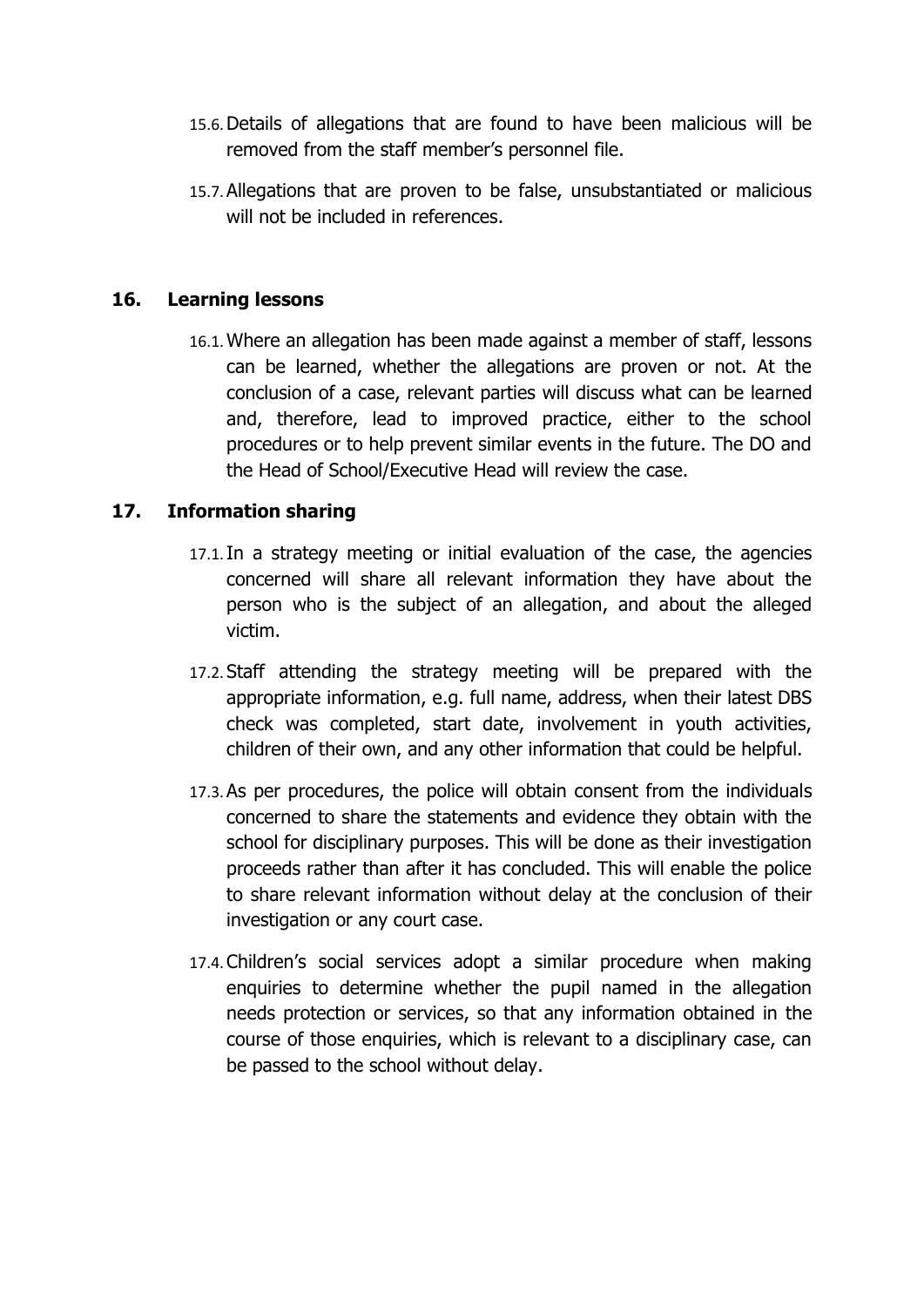15.6. Details of allegations that are found to have been malicious will be removed from the staff member's personnel file.

15.7. Allegations that are proven to be false, unsubstantiated or malicious will not be included in references.

## 16. Learning lessons

16.1. Where an allegation has been made against a member of staff, lessons can be learned, whether the allegations are proven or not. At the conclusion of a case, relevant parties will discuss what can be learned and, therefore, lead to improved practice, either to the school procedures or to help prevent similar events in the future. The DO and the Head of School/Executive Head will review the case.

## 17. Information sharing

17.1. In a strategy meeting or initial evaluation of the case, the agencies concerned will share all relevant information they have about the person who is the subject of an allegation, and about the alleged victim.

17.2. Staff attending the strategy meeting will be prepared with the appropriate information, e.g. full name, address, when their latest DBS check was completed, start date, involvement in youth activities, children of their own, and any other information that could be helpful.

17.3. As per procedures, the police will obtain consent from the individuals concerned to share the statements and evidence they obtain with the school for disciplinary purposes. This will be done as their investigation proceeds rather than after it has concluded. This will enable the police to share relevant information without delay at the conclusion of their investigation or any court case.

17.4. Children's social services adopt a similar procedure when making enquiries to determine whether the pupil named in the allegation needs protection or services, so that any information obtained in the course of those enquiries, which is relevant to a disciplinary case, can be passed to the school without delay.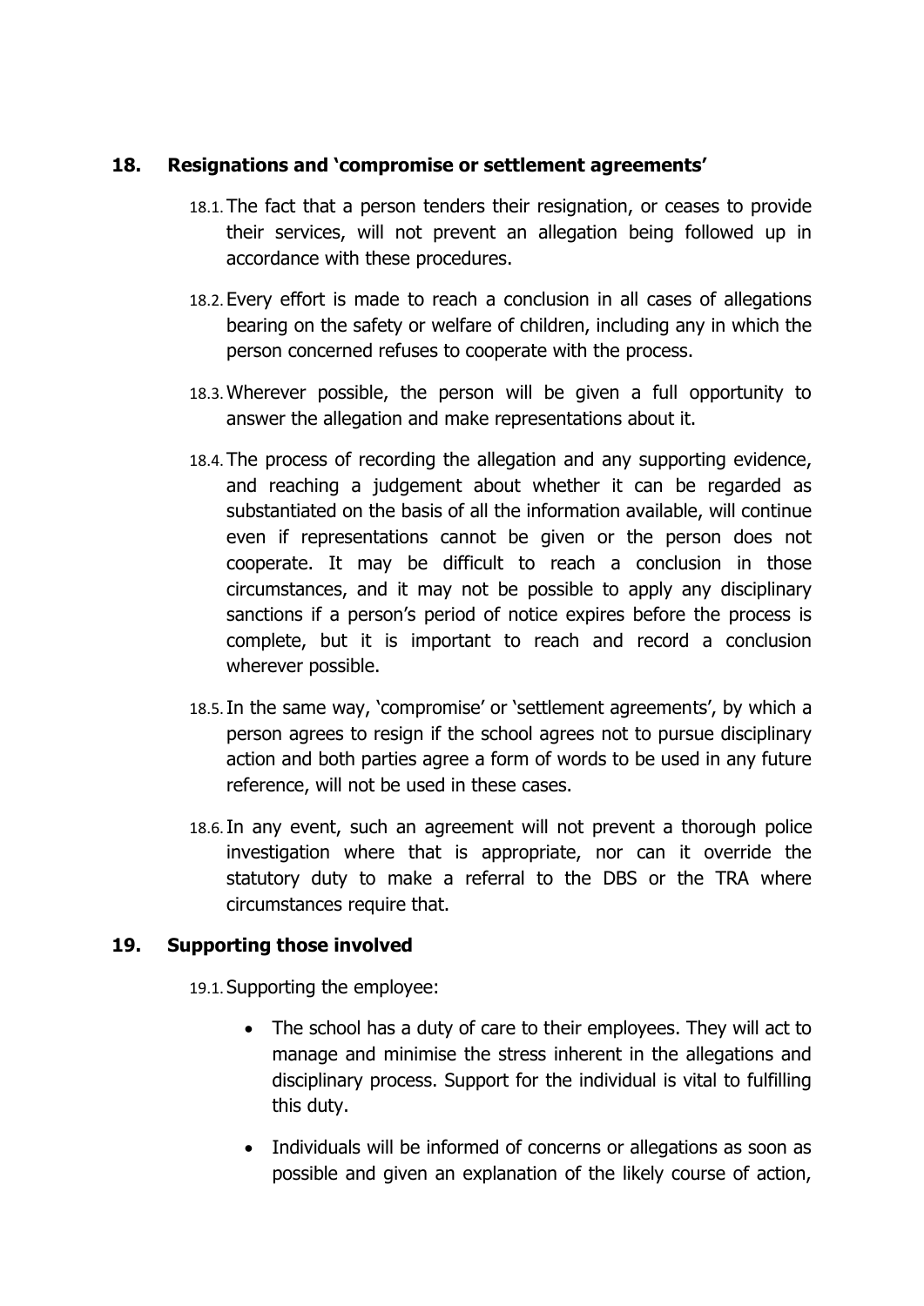## 18. Resignations and 'compromise or settlement agreements'

18.1. The fact that a person tenders their resignation, or ceases to provide their services, will not prevent an allegation being followed up in accordance with these procedures.

18.2. Every effort is made to reach a conclusion in all cases of allegations bearing on the safety or welfare of children, including any in which the person concerned refuses to cooperate with the process.

18.3. Wherever possible, the person will be given a full opportunity to answer the allegation and make representations about it.

18.4. The process of recording the allegation and any supporting evidence, and reaching a judgement about whether it can be regarded as substantiated on the basis of all the information available, will continue even if representations cannot be given or the person does not cooperate. It may be difficult to reach a conclusion in those circumstances, and it may not be possible to apply any disciplinary sanctions if a person's period of notice expires before the process is complete, but it is important to reach and record a conclusion wherever possible.

18.5. In the same way, 'compromise' or 'settlement agreements', by which a person agrees to resign if the school agrees not to pursue disciplinary action and both parties agree a form of words to be used in any future reference, will not be used in these cases.

18.6. In any event, such an agreement will not prevent a thorough police investigation where that is appropriate, nor can it override the statutory duty to make a referral to the DBS or the TRA where circumstances require that.

## 19. Supporting those involved

19.1. Supporting the employee:

- The school has a duty of care to their employees. They will act to manage and minimise the stress inherent in the allegations and disciplinary process. Support for the individual is vital to fulfilling this duty.
- Individuals will be informed of concerns or allegations as soon as possible and given an explanation of the likely course of action,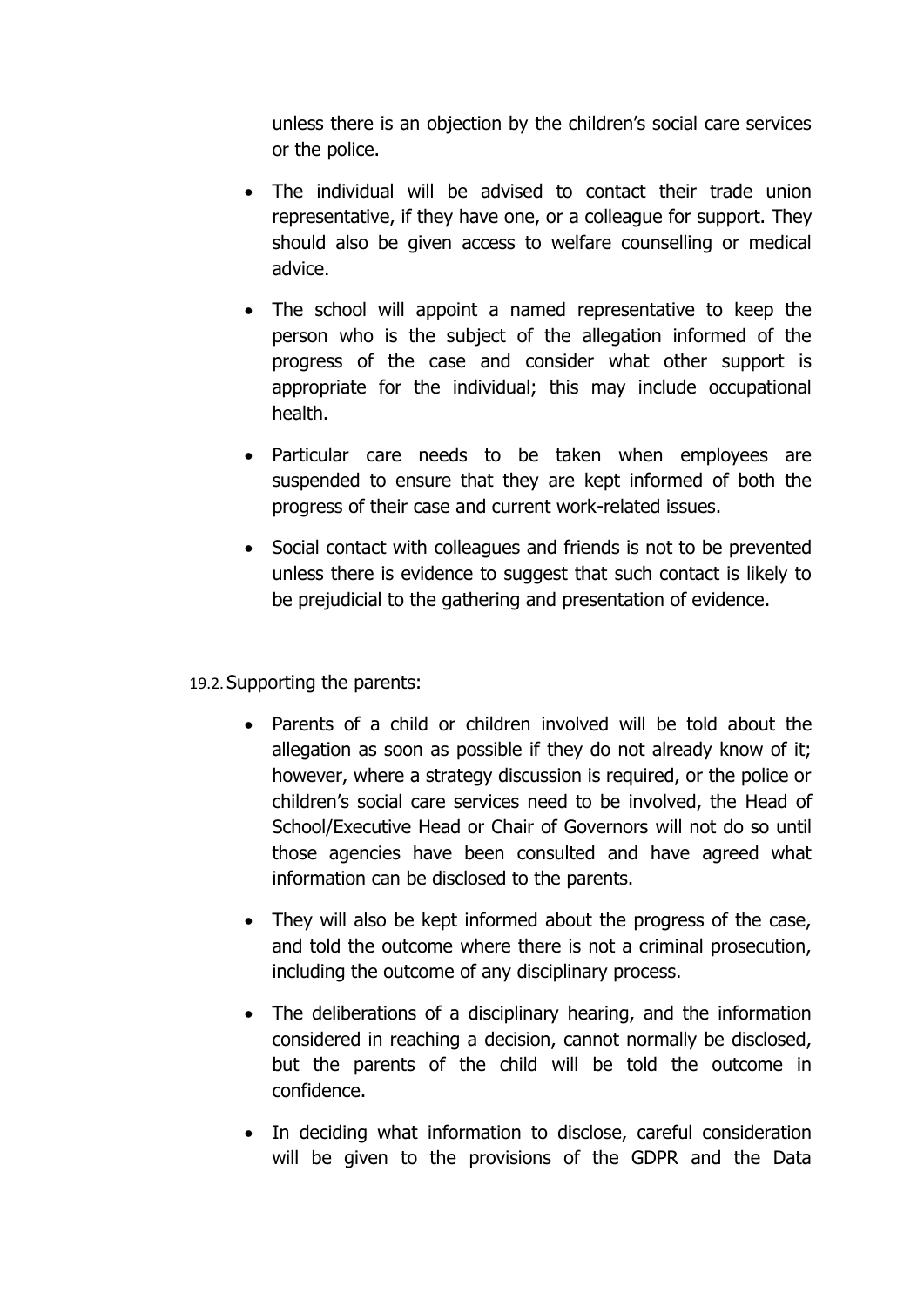unless there is an objection by the children's social care services or the police.

- The individual will be advised to contact their trade union representative, if they have one, or a colleague for support. They should also be given access to welfare counselling or medical advice.
- The school will appoint a named representative to keep the person who is the subject of the allegation informed of the progress of the case and consider what other support is appropriate for the individual; this may include occupational health.
- Particular care needs to be taken when employees are suspended to ensure that they are kept informed of both the progress of their case and current work-related issues.
- Social contact with colleagues and friends is not to be prevented unless there is evidence to suggest that such contact is likely to be prejudicial to the gathering and presentation of evidence.

19.2. Supporting the parents:

- Parents of a child or children involved will be told about the allegation as soon as possible if they do not already know of it; however, where a strategy discussion is required, or the police or children's social care services need to be involved, the Head of School/Executive Head or Chair of Governors will not do so until those agencies have been consulted and have agreed what information can be disclosed to the parents.
- They will also be kept informed about the progress of the case, and told the outcome where there is not a criminal prosecution, including the outcome of any disciplinary process.
- The deliberations of a disciplinary hearing, and the information considered in reaching a decision, cannot normally be disclosed, but the parents of the child will be told the outcome in confidence.
- In deciding what information to disclose, careful consideration will be given to the provisions of the GDPR and the Data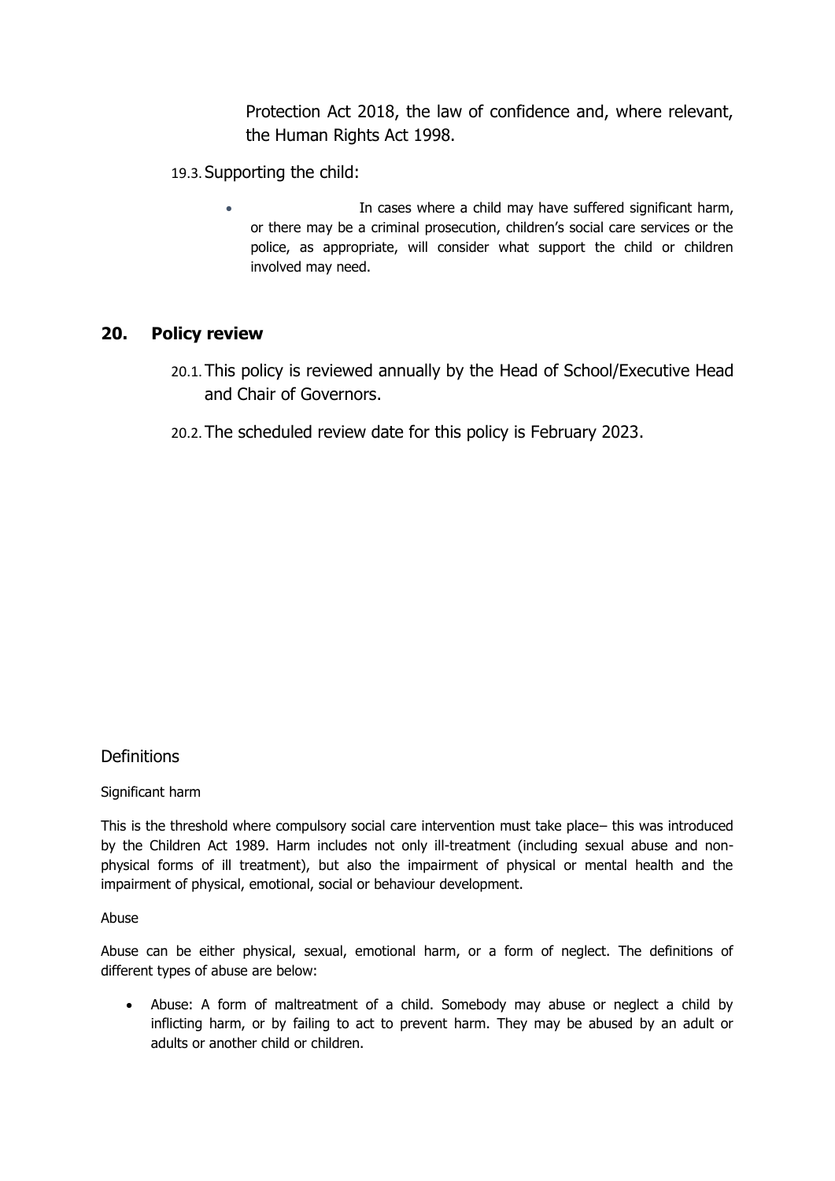Protection Act 2018, the law of confidence and, where relevant, the Human Rights Act 1998.

19.3. Supporting the child:

- In cases where a child may have suffered significant harm, or there may be a criminal prosecution, children's social care services or the police, as appropriate, will consider what support the child or children involved may need.

## 20. Policy review

20.1. This policy is reviewed annually by the Head of School/Executive Head and Chair of Governors.

20.2. The scheduled review date for this policy is February 2023.

## Definitions

Significant harm

This is the threshold where compulsory social care intervention must take place– this was introduced by the Children Act 1989. Harm includes not only ill-treatment (including sexual abuse and non-physical forms of ill treatment), but also the impairment of physical or mental health and the impairment of physical, emotional, social or behaviour development.

Abuse

Abuse can be either physical, sexual, emotional harm, or a form of neglect. The definitions of different types of abuse are below:

- Abuse: A form of maltreatment of a child. Somebody may abuse or neglect a child by inflicting harm, or by failing to act to prevent harm. They may be abused by an adult or adults or another child or children.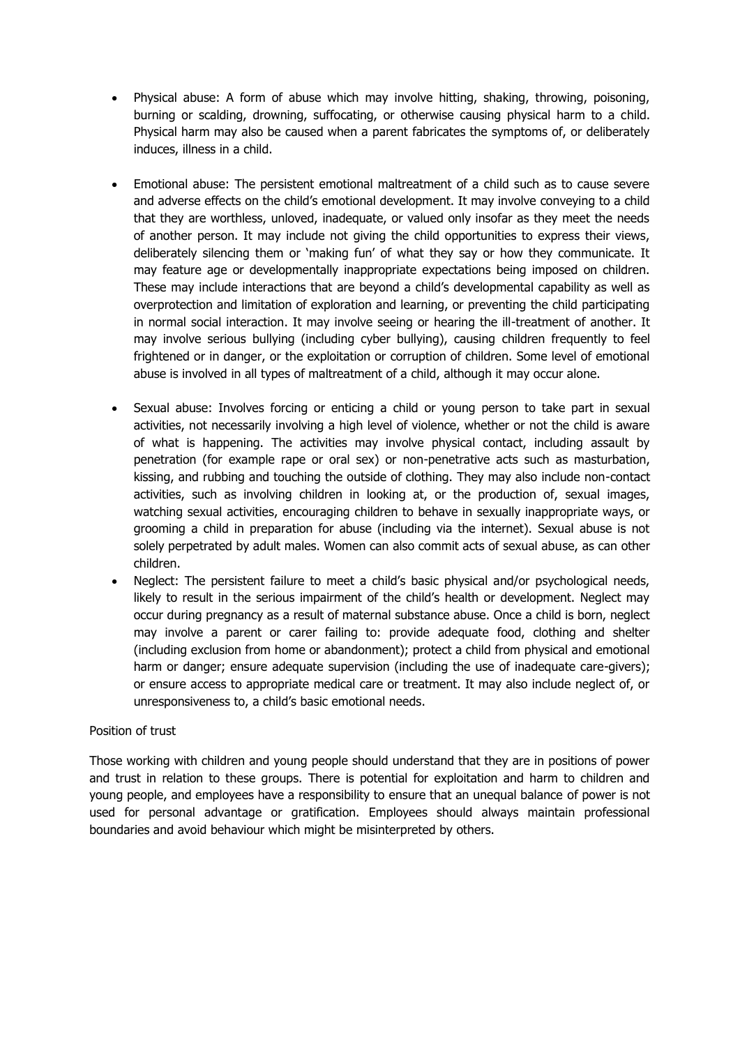- Physical abuse: A form of abuse which may involve hitting, shaking, throwing, poisoning, burning or scalding, drowning, suffocating, or otherwise causing physical harm to a child. Physical harm may also be caused when a parent fabricates the symptoms of, or deliberately induces, illness in a child.

- Emotional abuse: The persistent emotional maltreatment of a child such as to cause severe and adverse effects on the child's emotional development. It may involve conveying to a child that they are worthless, unloved, inadequate, or valued only insofar as they meet the needs of another person. It may include not giving the child opportunities to express their views, deliberately silencing them or 'making fun' of what they say or how they communicate. It may feature age or developmentally inappropriate expectations being imposed on children. These may include interactions that are beyond a child's developmental capability as well as overprotection and limitation of exploration and learning, or preventing the child participating in normal social interaction. It may involve seeing or hearing the ill-treatment of another. It may involve serious bullying (including cyber bullying), causing children frequently to feel frightened or in danger, or the exploitation or corruption of children. Some level of emotional abuse is involved in all types of maltreatment of a child, although it may occur alone.

- Sexual abuse: Involves forcing or enticing a child or young person to take part in sexual activities, not necessarily involving a high level of violence, whether or not the child is aware of what is happening. The activities may involve physical contact, including assault by penetration (for example rape or oral sex) or non-penetrative acts such as masturbation, kissing, and rubbing and touching the outside of clothing. They may also include non-contact activities, such as involving children in looking at, or the production of, sexual images, watching sexual activities, encouraging children to behave in sexually inappropriate ways, or grooming a child in preparation for abuse (including via the internet). Sexual abuse is not solely perpetrated by adult males. Women can also commit acts of sexual abuse, as can other children.
- Neglect: The persistent failure to meet a child's basic physical and/or psychological needs, likely to result in the serious impairment of the child's health or development. Neglect may occur during pregnancy as a result of maternal substance abuse. Once a child is born, neglect may involve a parent or carer failing to: provide adequate food, clothing and shelter (including exclusion from home or abandonment); protect a child from physical and emotional harm or danger; ensure adequate supervision (including the use of inadequate care-givers); or ensure access to appropriate medical care or treatment. It may also include neglect of, or unresponsiveness to, a child's basic emotional needs.

Position of trust

Those working with children and young people should understand that they are in positions of power and trust in relation to these groups. There is potential for exploitation and harm to children and young people, and employees have a responsibility to ensure that an unequal balance of power is not used for personal advantage or gratification. Employees should always maintain professional boundaries and avoid behaviour which might be misinterpreted by others.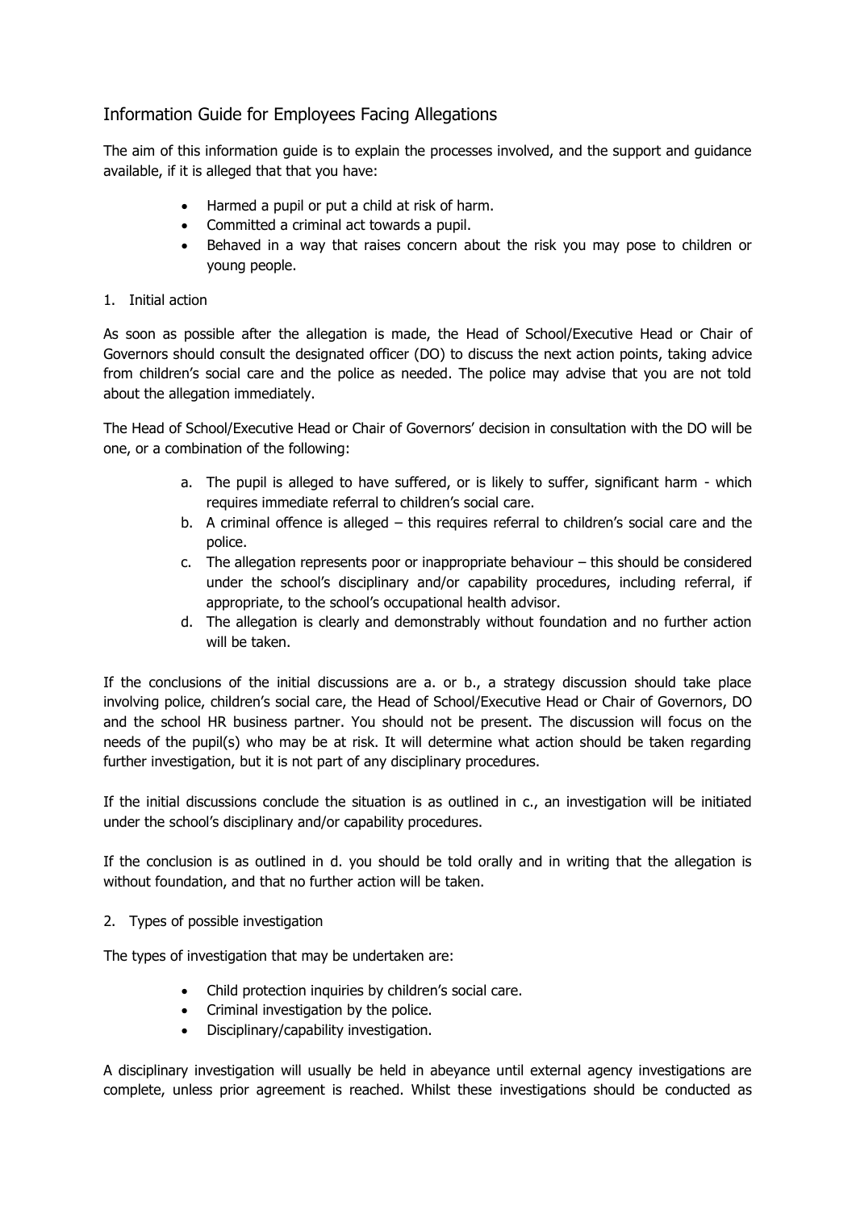## Information Guide for Employees Facing Allegations

The aim of this information guide is to explain the processes involved, and the support and guidance available, if it is alleged that that you have:

- Harmed a pupil or put a child at risk of harm.
- Committed a criminal act towards a pupil.
- Behaved in a way that raises concern about the risk you may pose to children or young people.

1. Initial action

As soon as possible after the allegation is made, the Head of School/Executive Head or Chair of Governors should consult the designated officer (DO) to discuss the next action points, taking advice from children's social care and the police as needed. The police may advise that you are not told about the allegation immediately.

The Head of School/Executive Head or Chair of Governors' decision in consultation with the DO will be one, or a combination of the following:

a. The pupil is alleged to have suffered, or is likely to suffer, significant harm - which requires immediate referral to children's social care.
b. A criminal offence is alleged – this requires referral to children's social care and the police.
c. The allegation represents poor or inappropriate behaviour – this should be considered under the school's disciplinary and/or capability procedures, including referral, if appropriate, to the school's occupational health advisor.
d. The allegation is clearly and demonstrably without foundation and no further action will be taken.

If the conclusions of the initial discussions are a. or b., a strategy discussion should take place involving police, children's social care, the Head of School/Executive Head or Chair of Governors, DO and the school HR business partner. You should not be present. The discussion will focus on the needs of the pupil(s) who may be at risk. It will determine what action should be taken regarding further investigation, but it is not part of any disciplinary procedures.

If the initial discussions conclude the situation is as outlined in c., an investigation will be initiated under the school's disciplinary and/or capability procedures.

If the conclusion is as outlined in d. you should be told orally and in writing that the allegation is without foundation, and that no further action will be taken.

2. Types of possible investigation

The types of investigation that may be undertaken are:

- Child protection inquiries by children's social care.
- Criminal investigation by the police.
- Disciplinary/capability investigation.

A disciplinary investigation will usually be held in abeyance until external agency investigations are complete, unless prior agreement is reached. Whilst these investigations should be conducted as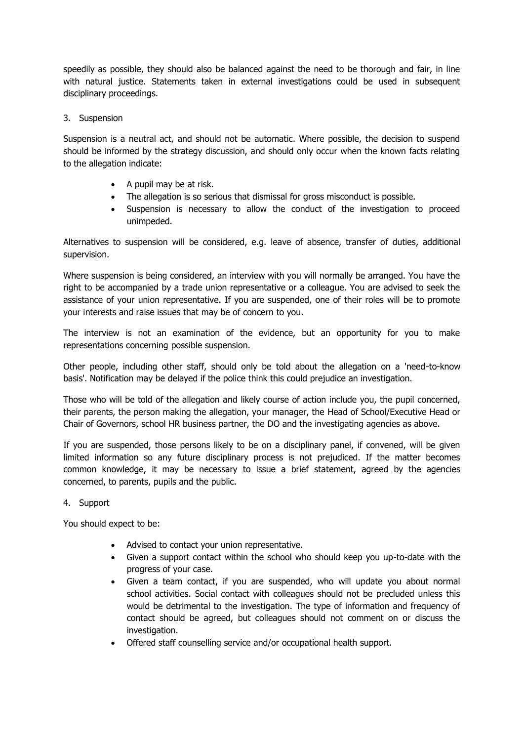speedily as possible, they should also be balanced against the need to be thorough and fair, in line with natural justice. Statements taken in external investigations could be used in subsequent disciplinary proceedings.

3. Suspension

Suspension is a neutral act, and should not be automatic. Where possible, the decision to suspend should be informed by the strategy discussion, and should only occur when the known facts relating to the allegation indicate:

- A pupil may be at risk.
- The allegation is so serious that dismissal for gross misconduct is possible.
- Suspension is necessary to allow the conduct of the investigation to proceed unimpeded.

Alternatives to suspension will be considered, e.g. leave of absence, transfer of duties, additional supervision.

Where suspension is being considered, an interview with you will normally be arranged. You have the right to be accompanied by a trade union representative or a colleague. You are advised to seek the assistance of your union representative. If you are suspended, one of their roles will be to promote your interests and raise issues that may be of concern to you.

The interview is not an examination of the evidence, but an opportunity for you to make representations concerning possible suspension.

Other people, including other staff, should only be told about the allegation on a 'need-to-know basis'. Notification may be delayed if the police think this could prejudice an investigation.

Those who will be told of the allegation and likely course of action include you, the pupil concerned, their parents, the person making the allegation, your manager, the Head of School/Executive Head or Chair of Governors, school HR business partner, the DO and the investigating agencies as above.

If you are suspended, those persons likely to be on a disciplinary panel, if convened, will be given limited information so any future disciplinary process is not prejudiced. If the matter becomes common knowledge, it may be necessary to issue a brief statement, agreed by the agencies concerned, to parents, pupils and the public.

4. Support

You should expect to be:

- Advised to contact your union representative.
- Given a support contact within the school who should keep you up-to-date with the progress of your case.
- Given a team contact, if you are suspended, who will update you about normal school activities. Social contact with colleagues should not be precluded unless this would be detrimental to the investigation. The type of information and frequency of contact should be agreed, but colleagues should not comment on or discuss the investigation.
- Offered staff counselling service and/or occupational health support.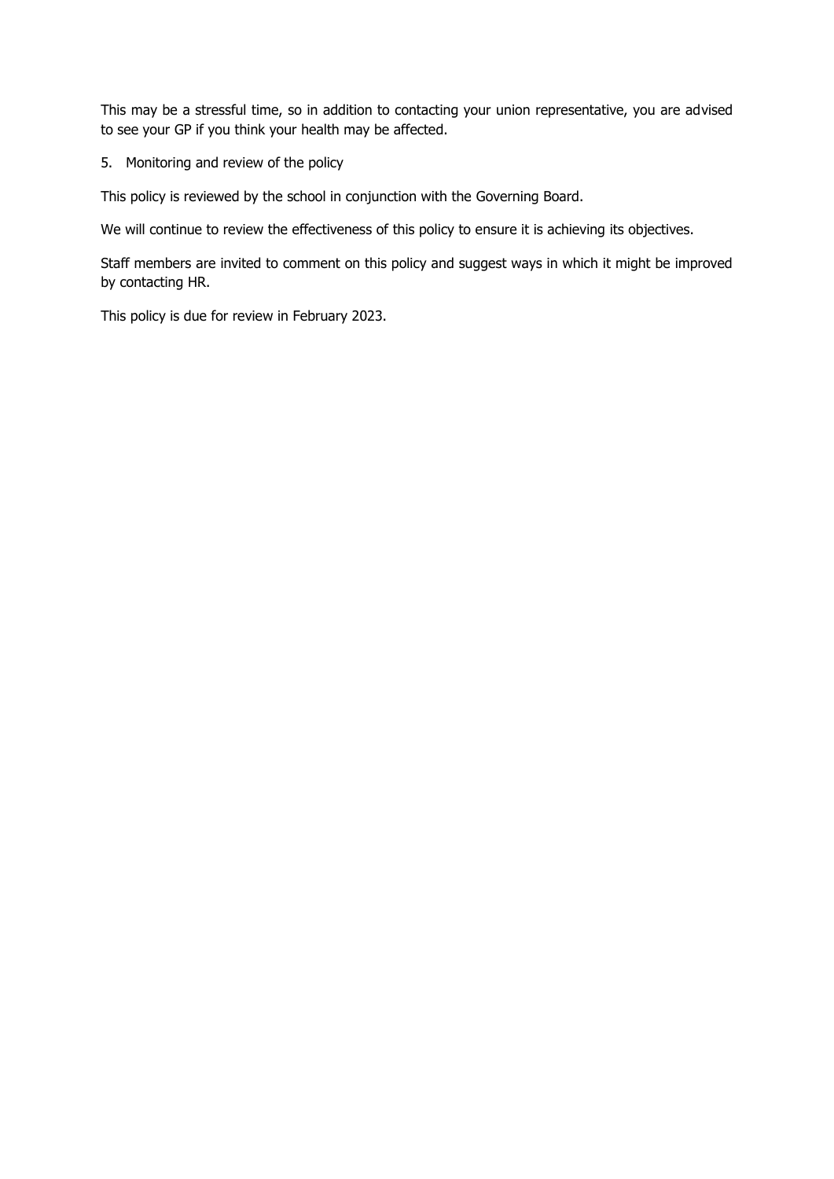This may be a stressful time, so in addition to contacting your union representative, you are advised to see your GP if you think your health may be affected.

5. Monitoring and review of the policy

This policy is reviewed by the school in conjunction with the Governing Board.

We will continue to review the effectiveness of this policy to ensure it is achieving its objectives.

Staff members are invited to comment on this policy and suggest ways in which it might be improved by contacting HR.

This policy is due for review in February 2023.